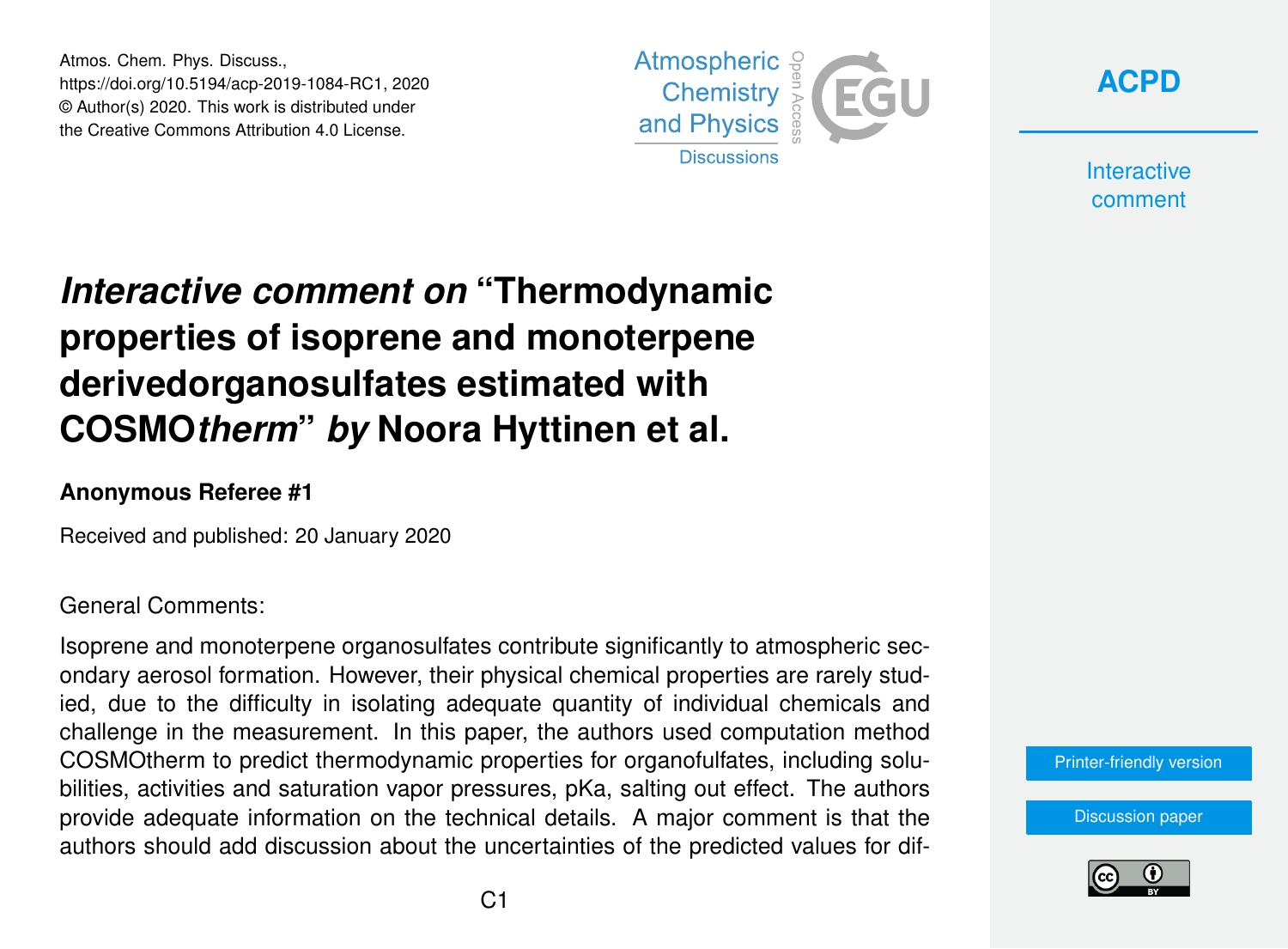Atmos. Chem. Phys. Discuss.,
https://doi.org/10.5194/acp-2019-1084-RC1, 2020
© Author(s) 2020. This work is distributed under
the Creative Commons Attribution 4.0 License.

# *Interactive comment on* "Thermodynamic properties of isoprene and monoterpene derivedorganosulfates estimated with COSMO*therm*" *by* Noora Hyttinen et al.

**Anonymous Referee #1**

Received and published: 20 January 2020

General Comments:

Isoprene and monoterpene organosulfates contribute significantly to atmospheric secondary aerosol formation. However, their physical chemical properties are rarely studied, due to the difficulty in isolating adequate quantity of individual chemicals and challenge in the measurement. In this paper, the authors used computation method COSMOtherm to predict thermodynamic properties for organofulfates, including solubilities, activities and saturation vapor pressures, pKa, salting out effect. The authors provide adequate information on the technical details. A major comment is that the authors should add discussion about the uncertainties of the predicted values for dif-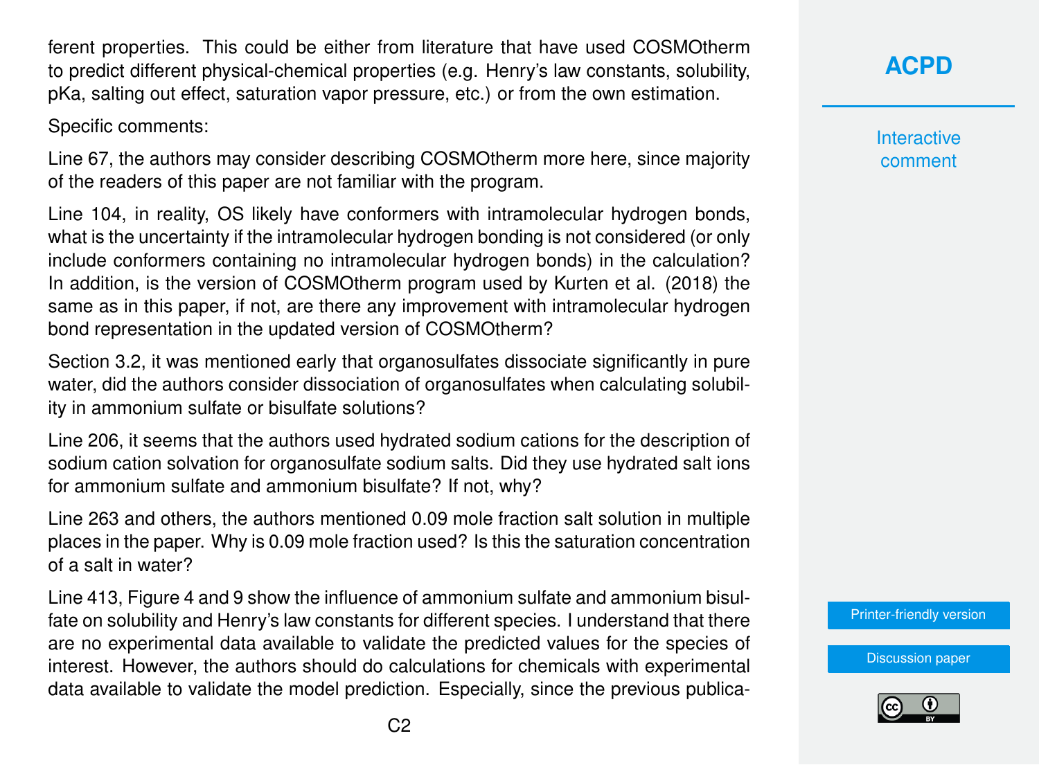ferent properties. This could be either from literature that have used COSMOtherm to predict different physical-chemical properties (e.g. Henry's law constants, solubility, pKa, salting out effect, saturation vapor pressure, etc.) or from the own estimation.

Specific comments:

Line 67, the authors may consider describing COSMOtherm more here, since majority of the readers of this paper are not familiar with the program.

Line 104, in reality, OS likely have conformers with intramolecular hydrogen bonds, what is the uncertainty if the intramolecular hydrogen bonding is not considered (or only include conformers containing no intramolecular hydrogen bonds) in the calculation? In addition, is the version of COSMOtherm program used by Kurten et al. (2018) the same as in this paper, if not, are there any improvement with intramolecular hydrogen bond representation in the updated version of COSMOtherm?

Section 3.2, it was mentioned early that organosulfates dissociate significantly in pure water, did the authors consider dissociation of organosulfates when calculating solubility in ammonium sulfate or bisulfate solutions?

Line 206, it seems that the authors used hydrated sodium cations for the description of sodium cation solvation for organosulfate sodium salts. Did they use hydrated salt ions for ammonium sulfate and ammonium bisulfate? If not, why?

Line 263 and others, the authors mentioned 0.09 mole fraction salt solution in multiple places in the paper. Why is 0.09 mole fraction used? Is this the saturation concentration of a salt in water?

Line 413, Figure 4 and 9 show the influence of ammonium sulfate and ammonium bisulfate on solubility and Henry's law constants for different species. I understand that there are no experimental data available to validate the predicted values for the species of interest. However, the authors should do calculations for chemicals with experimental data available to validate the model prediction. Especially, since the previous publica-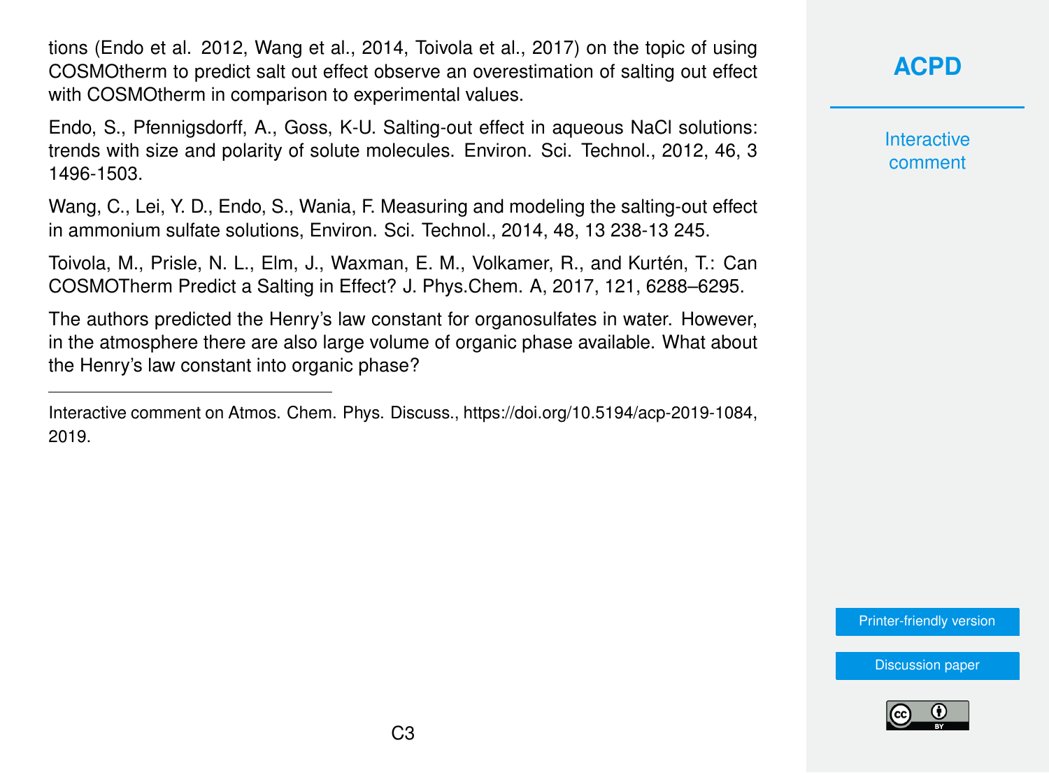tions (Endo et al. 2012, Wang et al., 2014, Toivola et al., 2017) on the topic of using COSMOtherm to predict salt out effect observe an overestimation of salting out effect with COSMOtherm in comparison to experimental values.

Endo, S., Pfennigsdorff, A., Goss, K-U. Salting-out effect in aqueous NaCl solutions: trends with size and polarity of solute molecules. Environ. Sci. Technol., 2012, 46, 3 1496-1503.

Wang, C., Lei, Y. D., Endo, S., Wania, F. Measuring and modeling the salting-out effect in ammonium sulfate solutions, Environ. Sci. Technol., 2014, 48, 13 238-13 245.

Toivola, M., Prisle, N. L., Elm, J., Waxman, E. M., Volkamer, R., and Kurtén, T.: Can COSMOTherm Predict a Salting in Effect? J. Phys.Chem. A, 2017, 121, 6288–6295.

The authors predicted the Henry's law constant for organosulfates in water. However, in the atmosphere there are also large volume of organic phase available. What about the Henry's law constant into organic phase?

---

Interactive comment on Atmos. Chem. Phys. Discuss., https://doi.org/10.5194/acp-2019-1084, 2019.